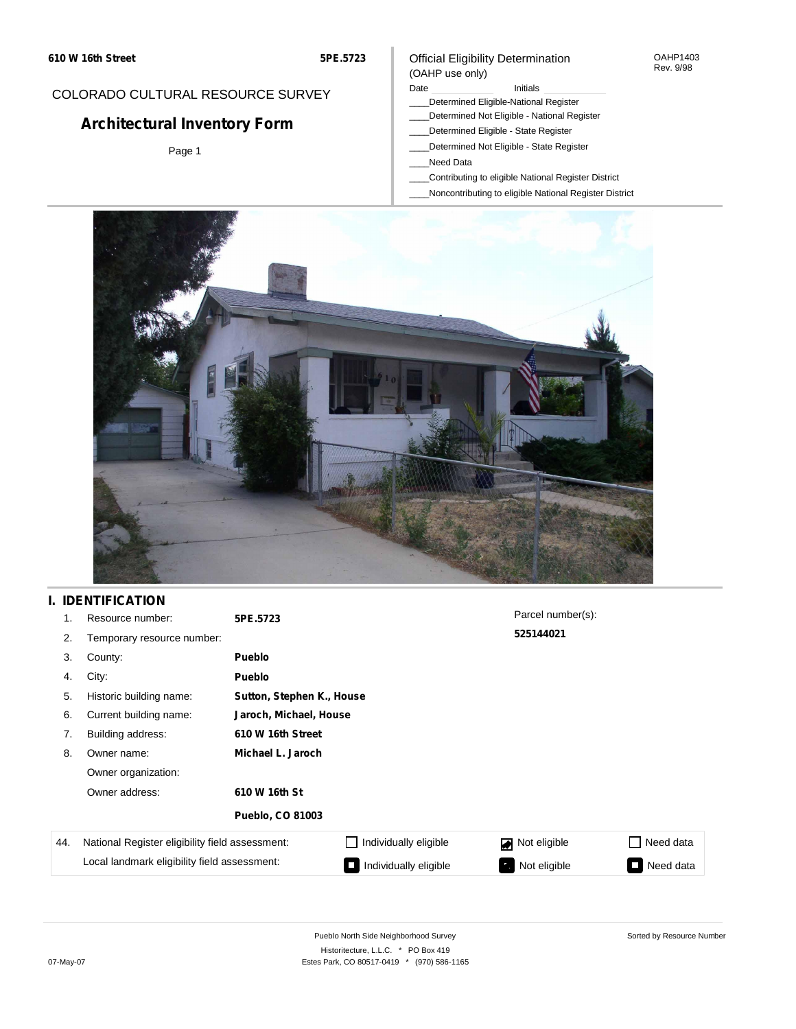610 W 16th Street

5PE.5723

COLORADO CULTURAL RESOURCE SURVEY

# Architectural Inventory Form

Page 1

Official Eligibility Determination
(OAHP use only)

OAHP1403
Rev. 9/98

Date ____________ Initials ____________

____Determined Eligible-National Register
____Determined Not Eligible - National Register
____Determined Eligible - State Register
____Determined Not Eligible - State Register
____Need Data
____Contributing to eligible National Register District
____Noncontributing to eligible National Register District

## I. IDENTIFICATION

| | | |
|---|---|---|
| 1. | Resource number: | **5PE.5723** |
| 2. | Temporary resource number: | |
| 3. | County: | **Pueblo** |
| 4. | City: | **Pueblo** |
| 5. | Historic building name: | **Sutton, Stephen K., House** |
| 6. | Current building name: | **Jaroch, Michael, House** |
| 7. | Building address: | **610 W 16th Street** |
| 8. | Owner name: | **Michael L. Jaroch** |
| | Owner organization: | |
| | Owner address: | **610 W 16th St** |
| | | **Pueblo, CO 81003** |

Parcel number(s):
**525144021**

| | | | | |
|---|---|---|---|---|
| 44. National Register eligibility field assessment: | ☐ Individually eligible | ☑ Not eligible | ☐ Need data |
| Local landmark eligibility field assessment: | ■ Individually eligible | ■ Not eligible | ■ Need data |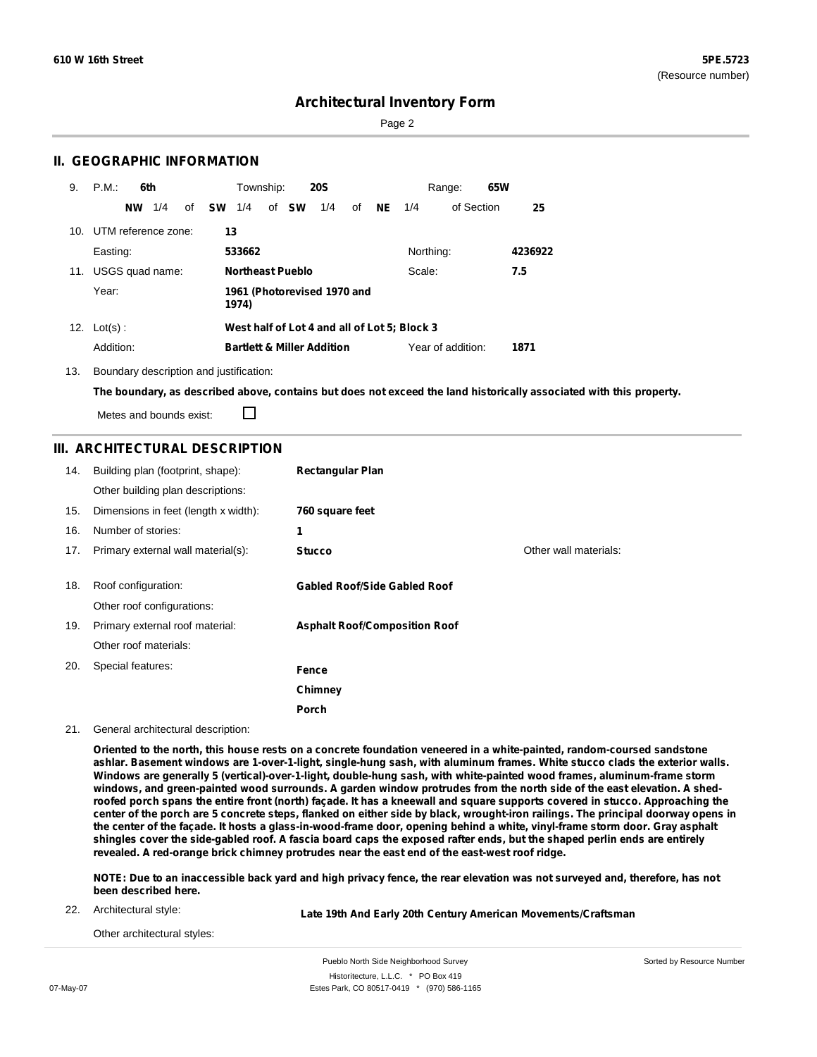# Architectural Inventory Form

## II. GEOGRAPHIC INFORMATION

9. P.M.: **6th** Township: **20S** Range: **65W**
   **NW** 1/4 of **SW** 1/4 of **SW** 1/4 of **NE** 1/4 of Section **25**

10. UTM reference zone: **13**
    Easting: **533662** Northing: **4236922**

11. USGS quad name: **Northeast Pueblo** Scale: **7.5**
    Year: **1961 (Photorevised 1970 and 1974)**

12. Lot(s): **West half of Lot 4 and all of Lot 5; Block 3**
    Addition: **Bartlett & Miller Addition** Year of addition: **1871**

13. Boundary description and justification:

**The boundary, as described above, contains but does not exceed the land historically associated with this property.**

Metes and bounds exist: ☐

## III. ARCHITECTURAL DESCRIPTION

14. Building plan (footprint, shape): **Rectangular Plan**
    Other building plan descriptions:

15. Dimensions in feet (length x width): **760 square feet**

16. Number of stories: **1**

17. Primary external wall material(s): **Stucco** Other wall materials:

18. Roof configuration: **Gabled Roof/Side Gabled Roof**
    Other roof configurations:

19. Primary external roof material: **Asphalt Roof/Composition Roof**
    Other roof materials:

20. Special features: **Fence**
    **Chimney**
    **Porch**

21. General architectural description:

**Oriented to the north, this house rests on a concrete foundation veneered in a white-painted, random-coursed sandstone ashlar. Basement windows are 1-over-1-light, single-hung sash, with aluminum frames. White stucco clads the exterior walls. Windows are generally 5 (vertical)-over-1-light, double-hung sash, with white-painted wood frames, aluminum-frame storm windows, and green-painted wood surrounds. A garden window protrudes from the north side of the east elevation. A shed-roofed porch spans the entire front (north) façade. It has a kneewall and square supports covered in stucco. Approaching the center of the porch are 5 concrete steps, flanked on either side by black, wrought-iron railings. The principal doorway opens in the center of the façade. It hosts a glass-in-wood-frame door, opening behind a white, vinyl-frame storm door. Gray asphalt shingles cover the side-gabled roof. A fascia board caps the exposed rafter ends, but the shaped perlin ends are entirely revealed. A red-orange brick chimney protrudes near the east end of the east-west roof ridge.**

**NOTE: Due to an inaccessible back yard and high privacy fence, the rear elevation was not surveyed and, therefore, has not been described here.**

22. Architectural style: **Late 19th And Early 20th Century American Movements/Craftsman**
    Other architectural styles: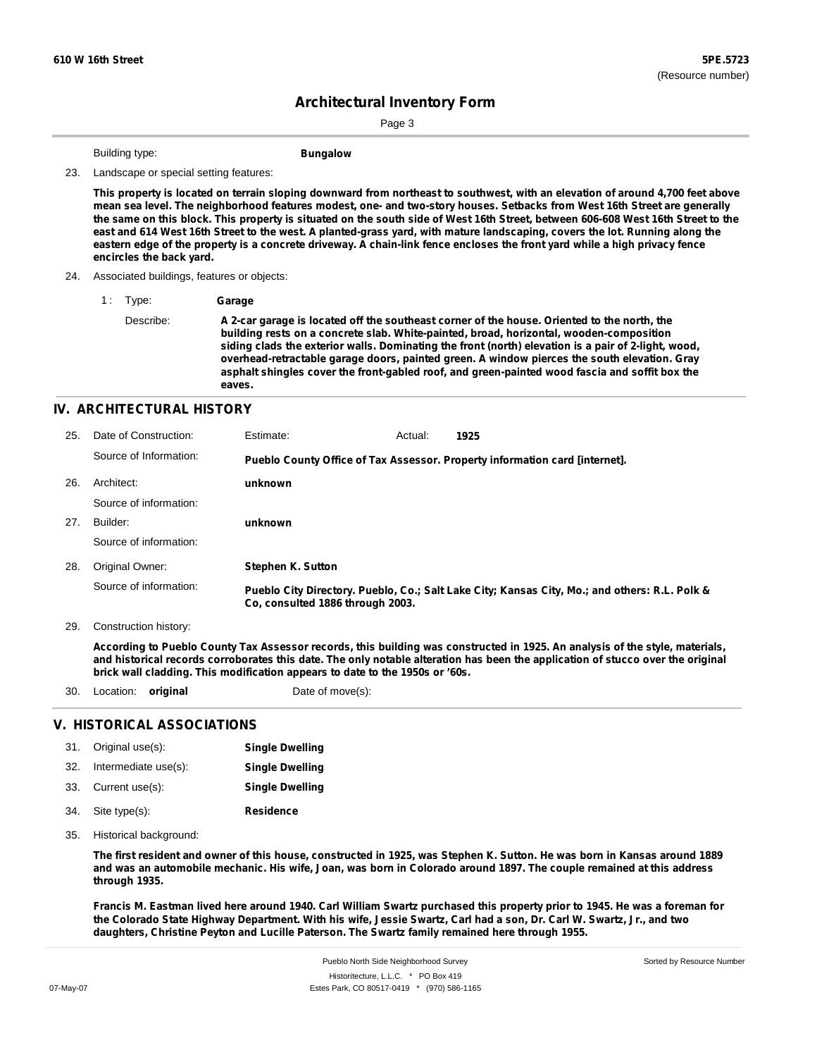Building type: **Bungalow**

23. Landscape or special setting features:

**This property is located on terrain sloping downward from northeast to southwest, with an elevation of around 4,700 feet above mean sea level. The neighborhood features modest, one- and two-story houses. Setbacks from West 16th Street are generally the same on this block. This property is situated on the south side of West 16th Street, between 606-608 West 16th Street to the east and 614 West 16th Street to the west. A planted-grass yard, with mature landscaping, covers the lot. Running along the eastern edge of the property is a concrete driveway. A chain-link fence encloses the front yard while a high privacy fence encircles the back yard.**

24. Associated buildings, features or objects:

1 : Type: **Garage**

Describe: **A 2-car garage is located off the southeast corner of the house. Oriented to the north, the building rests on a concrete slab. White-painted, broad, horizontal, wooden-composition siding clads the exterior walls. Dominating the front (north) elevation is a pair of 2-light, wood, overhead-retractable garage doors, painted green. A window pierces the south elevation. Gray asphalt shingles cover the front-gabled roof, and green-painted wood fascia and soffit box the eaves.**

## IV. ARCHITECTURAL HISTORY

25. Date of Construction: Estimate: Actual: **1925**

Source of Information: **Pueblo County Office of Tax Assessor. Property information card [internet].**

26. Architect: **unknown**

Source of information:

27. Builder: **unknown**

Source of information:

28. Original Owner: **Stephen K. Sutton**

Source of information: **Pueblo City Directory. Pueblo, Co.; Salt Lake City; Kansas City, Mo.; and others: R.L. Polk & Co, consulted 1886 through 2003.**

29. Construction history:

**According to Pueblo County Tax Assessor records, this building was constructed in 1925. An analysis of the style, materials, and historical records corroborates this date. The only notable alteration has been the application of stucco over the original brick wall cladding. This modification appears to date to the 1950s or '60s.**

30. Location: **original** Date of move(s):

## V. HISTORICAL ASSOCIATIONS

31. Original use(s): **Single Dwelling**
32. Intermediate use(s): **Single Dwelling**
33. Current use(s): **Single Dwelling**
34. Site type(s): **Residence**

35. Historical background:

**The first resident and owner of this house, constructed in 1925, was Stephen K. Sutton. He was born in Kansas around 1889 and was an automobile mechanic. His wife, Joan, was born in Colorado around 1897. The couple remained at this address through 1935.**

**Francis M. Eastman lived here around 1940. Carl William Swartz purchased this property prior to 1945. He was a foreman for the Colorado State Highway Department. With his wife, Jessie Swartz, Carl had a son, Dr. Carl W. Swartz, Jr., and two daughters, Christine Peyton and Lucille Paterson. The Swartz family remained here through 1955.**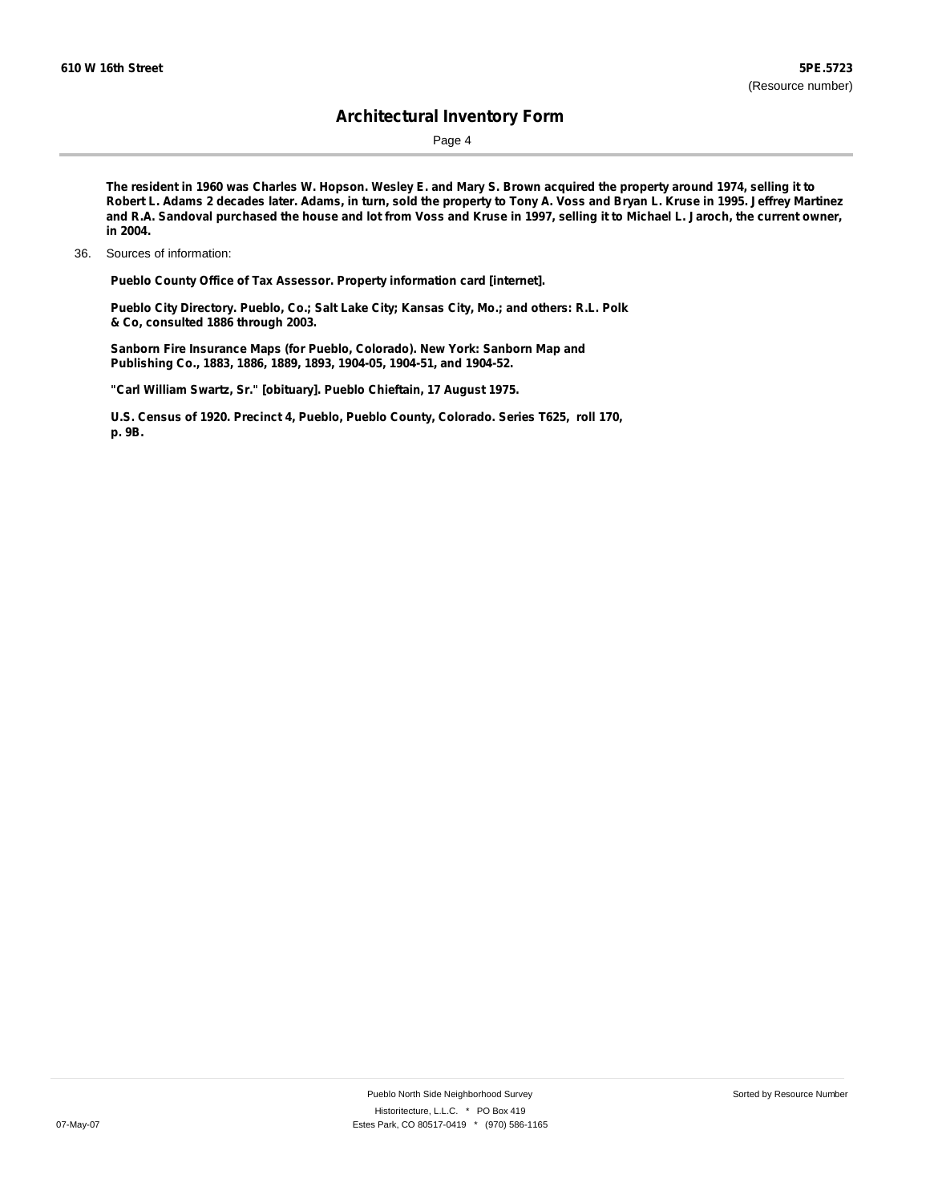**The resident in 1960 was Charles W. Hopson. Wesley E. and Mary S. Brown acquired the property around 1974, selling it to Robert L. Adams 2 decades later. Adams, in turn, sold the property to Tony A. Voss and Bryan L. Kruse in 1995. Jeffrey Martinez and R.A. Sandoval purchased the house and lot from Voss and Kruse in 1997, selling it to Michael L. Jaroch, the current owner, in 2004.**

36. Sources of information:

**Pueblo County Office of Tax Assessor. Property information card [internet].**

**Pueblo City Directory. Pueblo, Co.; Salt Lake City; Kansas City, Mo.; and others: R.L. Polk & Co, consulted 1886 through 2003.**

**Sanborn Fire Insurance Maps (for Pueblo, Colorado). New York: Sanborn Map and Publishing Co., 1883, 1886, 1889, 1893, 1904-05, 1904-51, and 1904-52.**

**"Carl William Swartz, Sr." [obituary]. Pueblo Chieftain, 17 August 1975.**

**U.S. Census of 1920. Precinct 4, Pueblo, Pueblo County, Colorado. Series T625, roll 170, p. 9B.**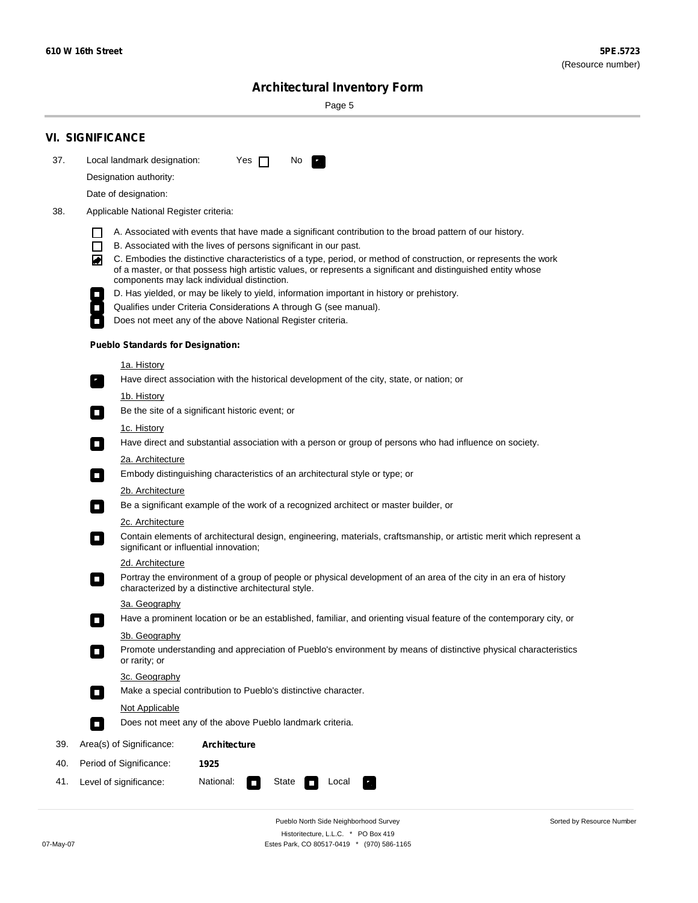## VI. SIGNIFICANCE

37. Local landmark designation: Yes ☐ No ☑

Designation authority:

Date of designation:

38. Applicable National Register criteria:

- ☐ A. Associated with events that have made a significant contribution to the broad pattern of our history.
- ☐ B. Associated with the lives of persons significant in our past.
- ☑ C. Embodies the distinctive characteristics of a type, period, or method of construction, or represents the work of a master, or that possess high artistic values, or represents a significant and distinguished entity whose components may lack individual distinction.
- ☐ D. Has yielded, or may be likely to yield, information important in history or prehistory.
- ☐ Qualifies under Criteria Considerations A through G (see manual).
- ☐ Does not meet any of the above National Register criteria.

**Pueblo Standards for Designation:**

1a. History

☑ Have direct association with the historical development of the city, state, or nation; or

1b. History

☐ Be the site of a significant historic event; or

1c. History

☐ Have direct and substantial association with a person or group of persons who had influence on society.

2a. Architecture

☐ Embody distinguishing characteristics of an architectural style or type; or

2b. Architecture

☐ Be a significant example of the work of a recognized architect or master builder, or

2c. Architecture

☐ Contain elements of architectural design, engineering, materials, craftsmanship, or artistic merit which represent a significant or influential innovation;

2d. Architecture

☐ Portray the environment of a group of people or physical development of an area of the city in an era of history characterized by a distinctive architectural style.

3a. Geography

☐ Have a prominent location or be an established, familiar, and orienting visual feature of the contemporary city, or

3b. Geography

☐ Promote understanding and appreciation of Pueblo's environment by means of distinctive physical characteristics or rarity; or

3c. Geography

☐ Make a special contribution to Pueblo's distinctive character.

Not Applicable

☐ Does not meet any of the above Pueblo landmark criteria.

39. Area(s) of Significance: **Architecture**

40. Period of Significance: **1925**

41. Level of significance: National: ☐ State ☐ Local ☑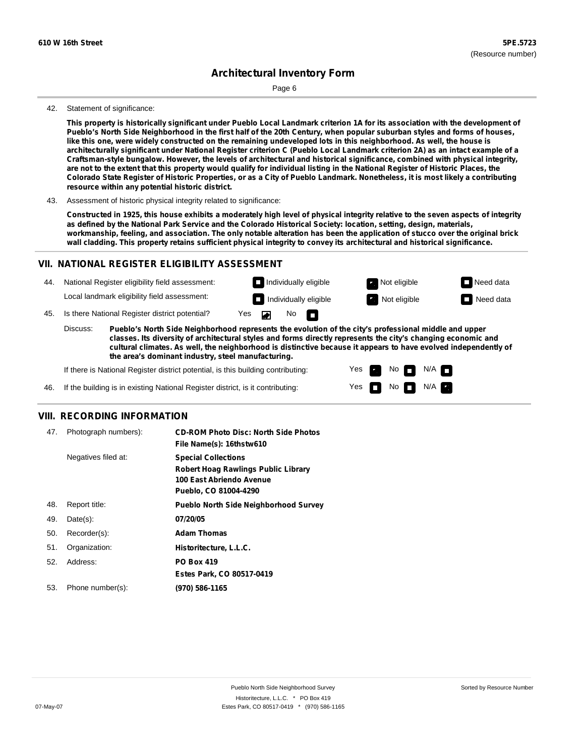42. Statement of significance:

**This property is historically significant under Pueblo Local Landmark criterion 1A for its association with the development of Pueblo's North Side Neighborhood in the first half of the 20th Century, when popular suburban styles and forms of houses, like this one, were widely constructed on the remaining undeveloped lots in this neighborhood. As well, the house is architecturally significant under National Register criterion C (Pueblo Local Landmark criterion 2A) as an intact example of a Craftsman-style bungalow. However, the levels of architectural and historical significance, combined with physical integrity, are not to the extent that this property would qualify for individual listing in the National Register of Historic Places, the Colorado State Register of Historic Properties, or as a City of Pueblo Landmark. Nonetheless, it is most likely a contributing resource within any potential historic district.**

43. Assessment of historic physical integrity related to significance:

**Constructed in 1925, this house exhibits a moderately high level of physical integrity relative to the seven aspects of integrity as defined by the National Park Service and the Colorado Historical Society: location, setting, design, materials, workmanship, feeling, and association. The only notable alteration has been the application of stucco over the original brick wall cladding. This property retains sufficient physical integrity to convey its architectural and historical significance.**

## VII. NATIONAL REGISTER ELIGIBILITY ASSESSMENT

44. National Register eligibility field assessment: ☐ Individually eligible ☒ Not eligible ☐ Need data

Local landmark eligibility field assessment: ☐ Individually eligible ☒ Not eligible ☐ Need data

45. Is there National Register district potential? Yes ☒ No ☐

Discuss: **Pueblo's North Side Neighborhood represents the evolution of the city's professional middle and upper classes. Its diversity of architectural styles and forms directly represents the city's changing economic and cultural climates. As well, the neighborhood is distinctive because it appears to have evolved independently of the area's dominant industry, steel manufacturing.**

If there is National Register district potential, is this building contributing: Yes ☒ No ☐ N/A ☐

46. If the building is in existing National Register district, is it contributing: Yes ☐ No ☐ N/A ☒

## VIII. RECORDING INFORMATION

47. Photograph numbers): **CD-ROM Photo Disc: North Side Photos**
**File Name(s): 16thstw610**

Negatives filed at: **Special Collections**
**Robert Hoag Rawlings Public Library**
**100 East Abriendo Avenue**
**Pueblo, CO 81004-4290**

48. Report title: **Pueblo North Side Neighborhood Survey**

49. Date(s): **07/20/05**

50. Recorder(s): **Adam Thomas**

51. Organization: **Historitecture, L.L.C.**

52. Address: **PO Box 419**
**Estes Park, CO 80517-0419**

53. Phone number(s): **(970) 586-1165**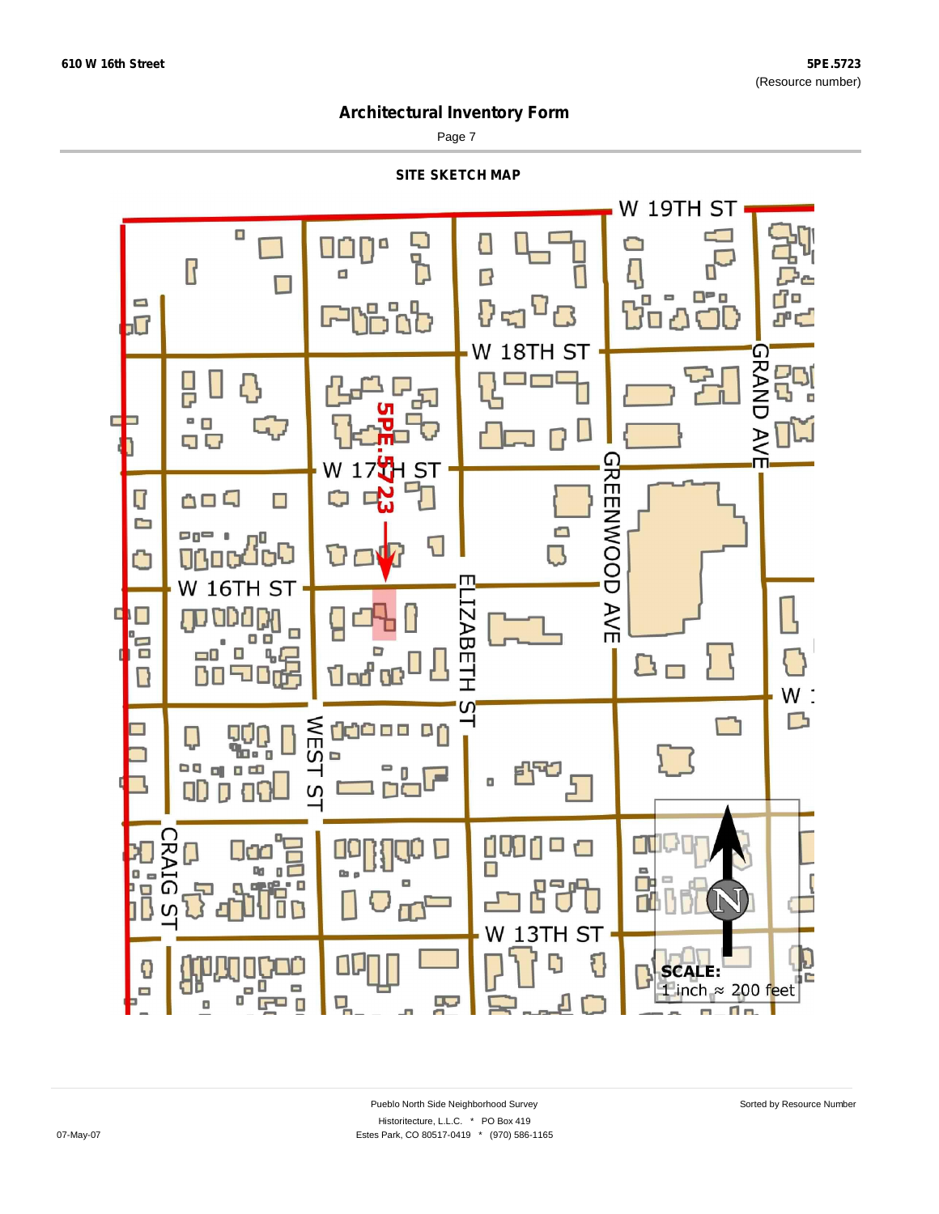# Architectural Inventory Form

## SITE SKETCH MAP

W 19TH ST

W 18TH ST

W 17TH ST

W 16TH ST

5PE.5723

GRAND AVE

GREENWOOD AVE

ELIZABETH ST

WEST ST

CRAIG ST

W 13TH ST

N

SCALE:
1 inch ≈ 200 feet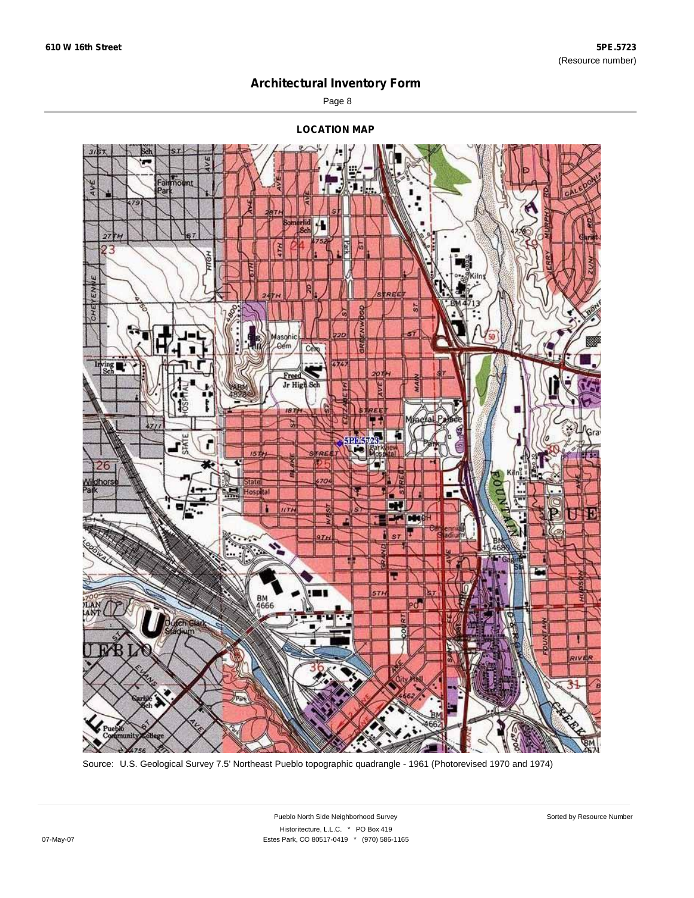## LOCATION MAP

Source: U.S. Geological Survey 7.5' Northeast Pueblo topographic quadrangle - 1961 (Photorevised 1970 and 1974)